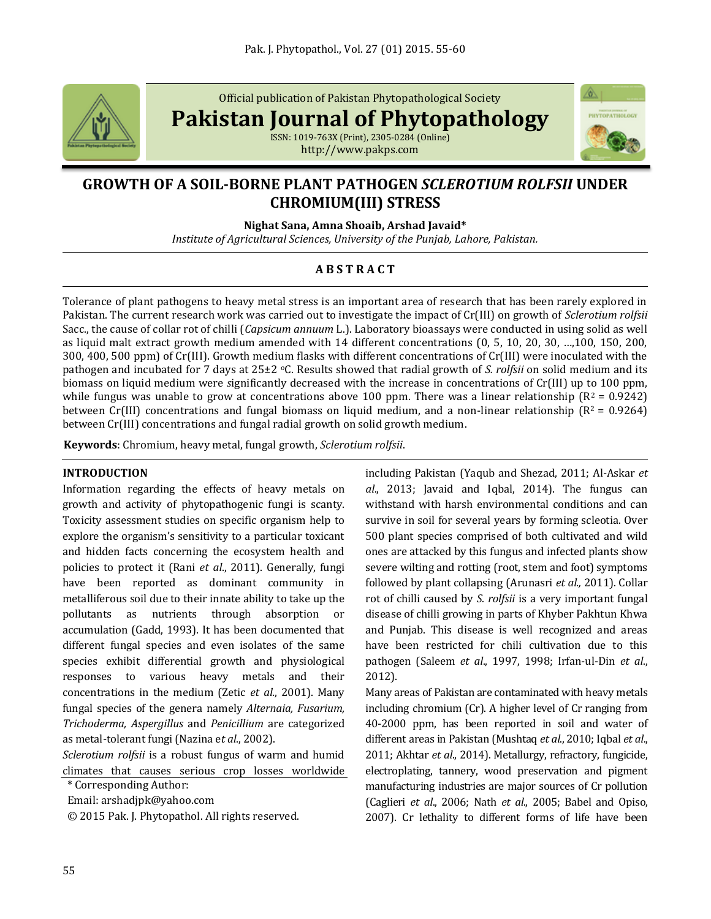Official publication of Pakistan Phytopathological Society

**Pakistan Journal of Phytopathology**

ISSN: 1019-763X (Print), 2305-0284 (Online)
http://www.pakps.com

# GROWTH OF A SOIL-BORNE PLANT PATHOGEN *SCLEROTIUM ROLFSII* UNDER CHROMIUM(III) STRESS

**Nighat Sana, Amna Shoaib, Arshad Javaid***

*Institute of Agricultural Sciences, University of the Punjab, Lahore, Pakistan.*

## ABSTRACT

Tolerance of plant pathogens to heavy metal stress is an important area of research that has been rarely explored in Pakistan. The current research work was carried out to investigate the impact of Cr(III) on growth of *Sclerotium rolfsii* Sacc., the cause of collar rot of chilli (*Capsicum annuum* L.). Laboratory bioassays were conducted in using solid as well as liquid malt extract growth medium amended with 14 different concentrations (0, 5, 10, 20, 30, …,100, 150, 200, 300, 400, 500 ppm) of Cr(III). Growth medium flasks with different concentrations of Cr(III) were inoculated with the pathogen and incubated for 7 days at 25±2 °C. Results showed that radial growth of *S. rolfsii* on solid medium and its biomass on liquid medium were significantly decreased with the increase in concentrations of Cr(III) up to 100 ppm, while fungus was unable to grow at concentrations above 100 ppm. There was a linear relationship ($R^2$ = 0.9242) between Cr(III) concentrations and fungal biomass on liquid medium, and a non-linear relationship ($R^2$ = 0.9264) between Cr(III) concentrations and fungal radial growth on solid growth medium.

**Keywords**: Chromium, heavy metal, fungal growth, *Sclerotium rolfsii*.

## INTRODUCTION

Information regarding the effects of heavy metals on growth and activity of phytopathogenic fungi is scanty. Toxicity assessment studies on specific organism help to explore the organism's sensitivity to a particular toxicant and hidden facts concerning the ecosystem health and policies to protect it (Rani *et al*., 2011). Generally, fungi have been reported as dominant community in metalliferous soil due to their innate ability to take up the pollutants as nutrients through absorption or accumulation (Gadd, 1993). It has been documented that different fungal species and even isolates of the same species exhibit differential growth and physiological responses to various heavy metals and their concentrations in the medium (Zetic *et al*., 2001). Many fungal species of the genera namely *Alternaia, Fusarium, Trichoderma, Aspergillus* and *Penicillium* are categorized as metal-tolerant fungi (Nazina e*t al*., 2002).

*Sclerotium rolfsii* is a robust fungus of warm and humid climates that causes serious crop losses worldwide including Pakistan (Yaqub and Shezad, 2011; Al-Askar *et al*., 2013; Javaid and Iqbal, 2014). The fungus can withstand with harsh environmental conditions and can survive in soil for several years by forming scleotia. Over 500 plant species comprised of both cultivated and wild ones are attacked by this fungus and infected plants show severe wilting and rotting (root, stem and foot) symptoms followed by plant collapsing (Arunasri *et al.,* 2011). Collar rot of chilli caused by *S. rolfsii* is a very important fungal disease of chilli growing in parts of Khyber Pakhtun Khwa and Punjab. This disease is well recognized and areas have been restricted for chili cultivation due to this pathogen (Saleem *et al*., 1997, 1998; Irfan-ul-Din *et al*., 2012).

Many areas of Pakistan are contaminated with heavy metals including chromium (Cr). A higher level of Cr ranging from 40-2000 ppm, has been reported in soil and water of different areas in Pakistan (Mushtaq *et al*., 2010; Iqbal *et al*., 2011; Akhtar *et al*., 2014). Metallurgy, refractory, fungicide, electroplating, tannery, wood preservation and pigment manufacturing industries are major sources of Cr pollution (Caglieri *et al*., 2006; Nath *et al*., 2005; Babel and Opiso, 2007). Cr lethality to different forms of life have been

\* Corresponding Author:

Email: arshadjpk@yahoo.com

© 2015 Pak. J. Phytopathol. All rights reserved.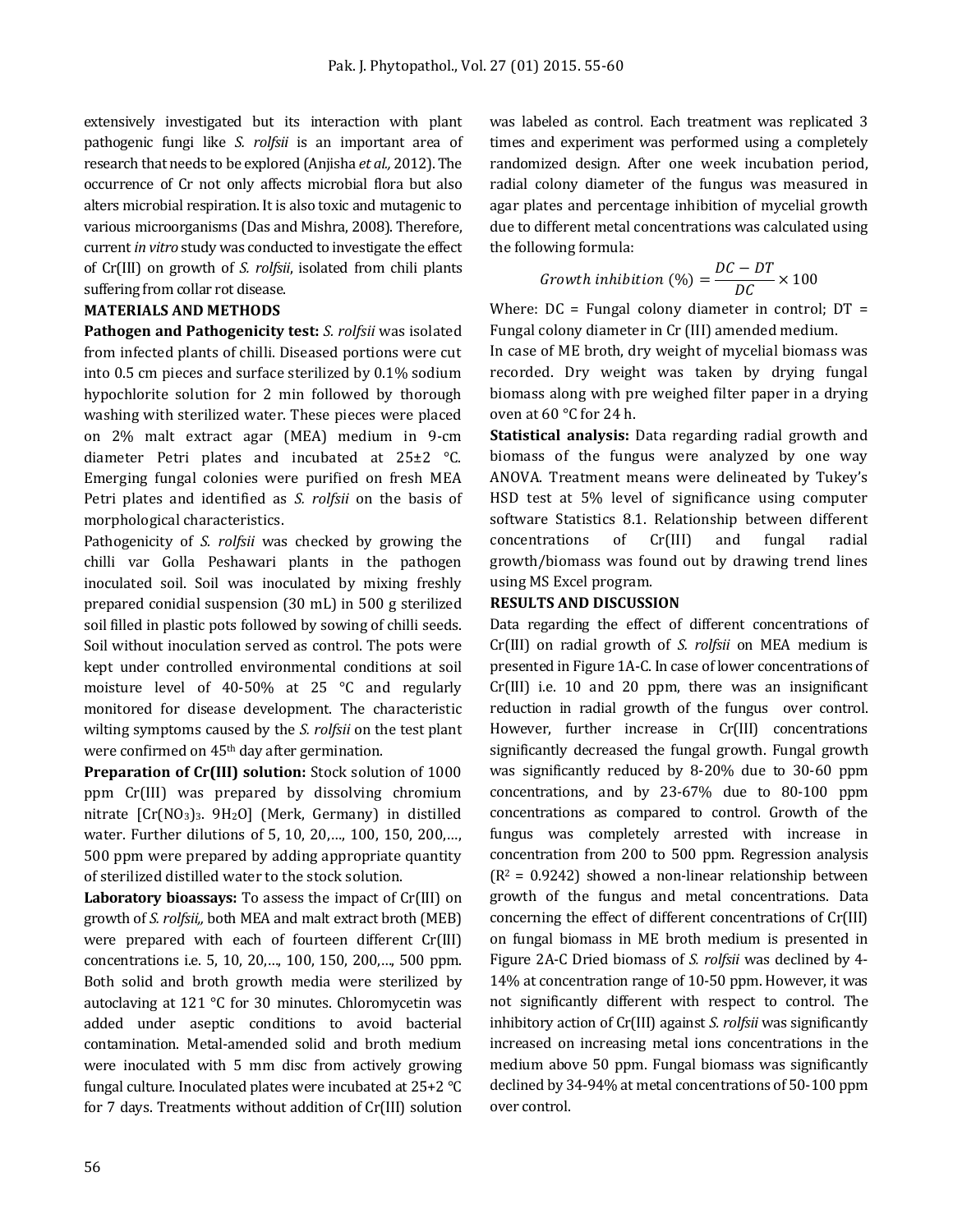extensively investigated but its interaction with plant pathogenic fungi like *S. rolfsii* is an important area of research that needs to be explored (Anjisha *et al.,* 2012). The occurrence of Cr not only affects microbial flora but also alters microbial respiration. It is also toxic and mutagenic to various microorganisms (Das and Mishra, 2008). Therefore, current *in vitro* study was conducted to investigate the effect of Cr(III) on growth of *S. rolfsii*, isolated from chili plants suffering from collar rot disease.

## MATERIALS AND METHODS

**Pathogen and Pathogenicity test:** *S. rolfsii* was isolated from infected plants of chilli. Diseased portions were cut into 0.5 cm pieces and surface sterilized by 0.1% sodium hypochlorite solution for 2 min followed by thorough washing with sterilized water. These pieces were placed on 2% malt extract agar (MEA) medium in 9-cm diameter Petri plates and incubated at 25±2 °C. Emerging fungal colonies were purified on fresh MEA Petri plates and identified as *S. rolfsii* on the basis of morphological characteristics.

Pathogenicity of *S. rolfsii* was checked by growing the chilli var Golla Peshawari plants in the pathogen inoculated soil. Soil was inoculated by mixing freshly prepared conidial suspension (30 mL) in 500 g sterilized soil filled in plastic pots followed by sowing of chilli seeds. Soil without inoculation served as control. The pots were kept under controlled environmental conditions at soil moisture level of 40-50% at 25 °C and regularly monitored for disease development. The characteristic wilting symptoms caused by the *S. rolfsii* on the test plant were confirmed on 45th day after germination.

**Preparation of Cr(III) solution:** Stock solution of 1000 ppm Cr(III) was prepared by dissolving chromium nitrate [$Cr(NO_3)_3 \cdot 9H_2O$] (Merk, Germany) in distilled water. Further dilutions of 5, 10, 20,…, 100, 150, 200,…, 500 ppm were prepared by adding appropriate quantity of sterilized distilled water to the stock solution.

**Laboratory bioassays:** To assess the impact of Cr(III) on growth of *S. rolfsii,* both MEA and malt extract broth (MEB) were prepared with each of fourteen different Cr(III) concentrations i.e. 5, 10, 20,…, 100, 150, 200,…, 500 ppm. Both solid and broth growth media were sterilized by autoclaving at 121 °C for 30 minutes. Chloromycetin was added under aseptic conditions to avoid bacterial contamination. Metal-amended solid and broth medium were inoculated with 5 mm disc from actively growing fungal culture. Inoculated plates were incubated at 25+2 °C for 7 days. Treatments without addition of Cr(III) solution was labeled as control. Each treatment was replicated 3 times and experiment was performed using a completely randomized design. After one week incubation period, radial colony diameter of the fungus was measured in agar plates and percentage inhibition of mycelial growth due to different metal concentrations was calculated using the following formula:

$$Growth\ inhibition\ (\%) = \frac{DC - DT}{DC} \times 100$$

Where: DC = Fungal colony diameter in control; DT = Fungal colony diameter in Cr (III) amended medium.

In case of ME broth, dry weight of mycelial biomass was recorded. Dry weight was taken by drying fungal biomass along with pre weighed filter paper in a drying oven at 60 °C for 24 h.

**Statistical analysis:** Data regarding radial growth and biomass of the fungus were analyzed by one way ANOVA. Treatment means were delineated by Tukey's HSD test at 5% level of significance using computer software Statistics 8.1. Relationship between different concentrations of Cr(III) and fungal radial growth/biomass was found out by drawing trend lines using MS Excel program.

## RESULTS AND DISCUSSION

Data regarding the effect of different concentrations of Cr(III) on radial growth of *S. rolfsii* on MEA medium is presented in Figure 1A-C. In case of lower concentrations of Cr(III) i.e. 10 and 20 ppm, there was an insignificant reduction in radial growth of the fungus over control. However, further increase in Cr(III) concentrations significantly decreased the fungal growth. Fungal growth was significantly reduced by 8-20% due to 30-60 ppm concentrations, and by 23-67% due to 80-100 ppm concentrations as compared to control. Growth of the fungus was completely arrested with increase in concentration from 200 to 500 ppm. Regression analysis ($R^2$ = 0.9242) showed a non-linear relationship between growth of the fungus and metal concentrations. Data concerning the effect of different concentrations of Cr(III) on fungal biomass in ME broth medium is presented in Figure 2A-C Dried biomass of *S. rolfsii* was declined by 4-14% at concentration range of 10-50 ppm. However, it was not significantly different with respect to control. The inhibitory action of Cr(III) against *S. rolfsii* was significantly increased on increasing metal ions concentrations in the medium above 50 ppm. Fungal biomass was significantly declined by 34-94% at metal concentrations of 50-100 ppm over control.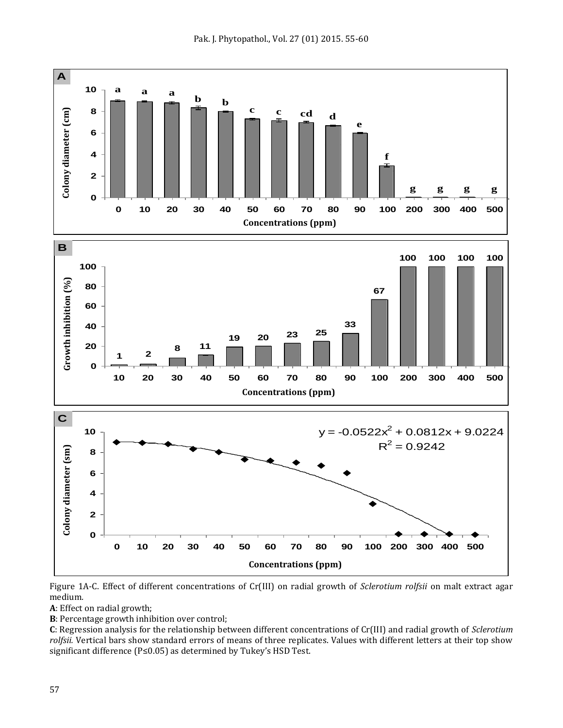Figure 1A-C. Effect of different concentrations of Cr(III) on radial growth of *Sclerotium rolfsii* on malt extract agar medium.

**A**: Effect on radial growth;

**B**: Percentage growth inhibition over control;

**C**: Regression analysis for the relationship between different concentrations of Cr(III) and radial growth of *Sclerotium rolfsii.* Vertical bars show standard errors of means of three replicates. Values with different letters at their top show significant difference (P≤0.05) as determined by Tukey's HSD Test.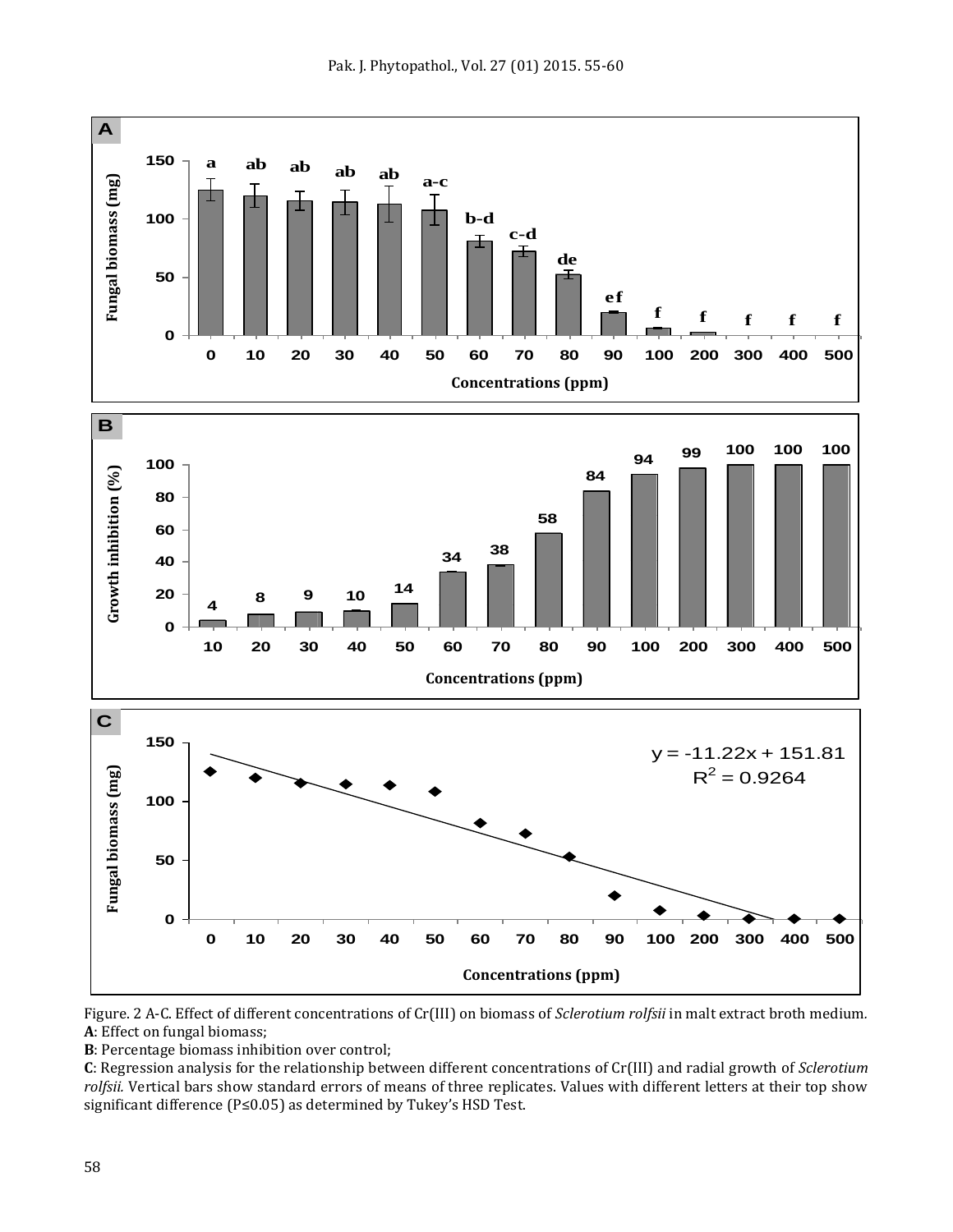Figure. 2 A-C. Effect of different concentrations of Cr(III) on biomass of *Sclerotium rolfsii* in malt extract broth medium.
**A**: Effect on fungal biomass;
**B**: Percentage biomass inhibition over control;
**C**: Regression analysis for the relationship between different concentrations of Cr(III) and radial growth of *Sclerotium rolfsii.* Vertical bars show standard errors of means of three replicates. Values with different letters at their top show significant difference ($P \leq 0.05$) as determined by Tukey's HSD Test.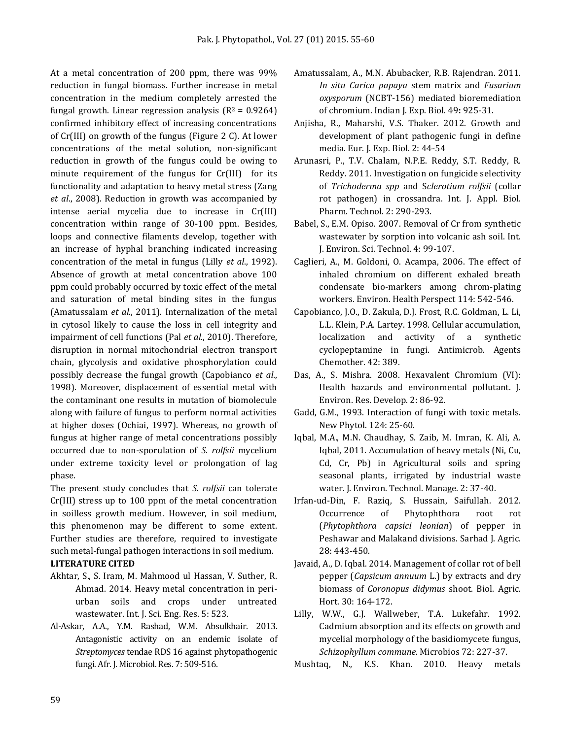At a metal concentration of 200 ppm, there was 99% reduction in fungal biomass. Further increase in metal concentration in the medium completely arrested the fungal growth. Linear regression analysis ($R^2 = 0.9264$) confirmed inhibitory effect of increasing concentrations of Cr(III) on growth of the fungus (Figure 2 C). At lower concentrations of the metal solution, non-significant reduction in growth of the fungus could be owing to minute requirement of the fungus for Cr(III) for its functionality and adaptation to heavy metal stress (Zang *et al*., 2008). Reduction in growth was accompanied by intense aerial mycelia due to increase in Cr(III) concentration within range of 30-100 ppm. Besides, loops and connective filaments develop, together with an increase of hyphal branching indicated increasing concentration of the metal in fungus (Lilly *et al*., 1992). Absence of growth at metal concentration above 100 ppm could probably occurred by toxic effect of the metal and saturation of metal binding sites in the fungus (Amatussalam *et al*., 2011). Internalization of the metal in cytosol likely to cause the loss in cell integrity and impairment of cell functions (Pal *et al*., 2010). Therefore, disruption in normal mitochondrial electron transport chain, glycolysis and oxidative phosphorylation could possibly decrease the fungal growth (Capobianco *et al*., 1998). Moreover, displacement of essential metal with the contaminant one results in mutation of biomolecule along with failure of fungus to perform normal activities at higher doses (Ochiai, 1997). Whereas, no growth of fungus at higher range of metal concentrations possibly occurred due to non-sporulation of *S. rolfsii* mycelium under extreme toxicity level or prolongation of lag phase.

The present study concludes that *S. rolfsii* can tolerate Cr(III) stress up to 100 ppm of the metal concentration in soilless growth medium. However, in soil medium, this phenomenon may be different to some extent. Further studies are therefore, required to investigate such metal-fungal pathogen interactions in soil medium.

**LITERATURE CITED**

Akhtar, S., S. Iram, M. Mahmood ul Hassan, V. Suther, R. Ahmad. 2014. Heavy metal concentration in peri-urban soils and crops under untreated wastewater. Int. J. Sci. Eng. Res. 5: 523.

Al-Askar, A.A., Y.M. Rashad, W.M. Absulkhair. 2013. Antagonistic activity on an endemic isolate of *Streptomyces* tendae RDS 16 against phytopathogenic fungi. Afr. J. Microbiol. Res. 7: 509-516.

Amatussalam, A., M.N. Abubacker, R.B. Rajendran. 2011. *In situ Carica papaya* stem matrix and *Fusarium oxysporum* (NCBT-156) mediated bioremediation of chromium. Indian J. Exp. Biol. 49**:** 925-31.

Anjisha, R., Maharshi, V.S. Thaker. 2012. Growth and development of plant pathogenic fungi in define media. Eur. J. Exp. Biol. 2: 44-54

Arunasri, P., T.V. Chalam, N.P.E. Reddy, S.T. Reddy, R. Reddy. 2011. Investigation on fungicide selectivity of *Trichoderma spp* and S*clerotium rolfsii* (collar rot pathogen) in crossandra. Int. J. Appl. Biol. Pharm. Technol. 2: 290-293.

Babel, S., E.M. Opiso. 2007. Removal of Cr from synthetic wastewater by sorption into volcanic ash soil. Int. J. Environ. Sci. Technol. 4: 99-107.

Caglieri, A., M. Goldoni, O. Acampa, 2006. The effect of inhaled chromium on different exhaled breath condensate bio-markers among chrom-plating workers. Environ. Health Perspect 114: 542-546.

Capobianco, J.O., D. Zakula, D.J. Frost, R.C. Goldman, L. Li, L.L. Klein, P.A. Lartey. 1998. Cellular accumulation, localization and activity of a synthetic cyclopeptamine in fungi. Antimicrob. Agents Chemother. 42: 389.

Das, A., S. Mishra. 2008. Hexavalent Chromium (VI): Health hazards and environmental pollutant. J. Environ. Res. Develop. 2: 86-92.

Gadd, G.M., 1993. Interaction of fungi with toxic metals. New Phytol. 124: 25-60.

Iqbal, M.A., M.N. Chaudhay, S. Zaib, M. Imran, K. Ali, A. Iqbal, 2011. Accumulation of heavy metals (Ni, Cu, Cd, Cr, Pb) in Agricultural soils and spring seasonal plants, irrigated by industrial waste water. J. Environ. Technol. Manage. 2: 37-40.

Irfan-ud-Din, F. Raziq, S. Hussain, Saifullah. 2012. Occurrence of Phytophthora root rot (*Phytophthora capsici leonian*) of pepper in Peshawar and Malakand divisions. Sarhad J. Agric. 28: 443-450.

Javaid, A., D. Iqbal. 2014. Management of collar rot of bell pepper (*Capsicum annuum* L.) by extracts and dry biomass of *Coronopus didymus* shoot. Biol. Agric. Hort. 30: 164-172.

Lilly, W.W., G.J. Wallweber, T.A. Lukefahr. 1992. Cadmium absorption and its effects on growth and mycelial morphology of the basidiomycete fungus, *Schizophyllum commune*. Microbios 72: 227-37.

Mushtaq, N., K.S. Khan. 2010. Heavy metals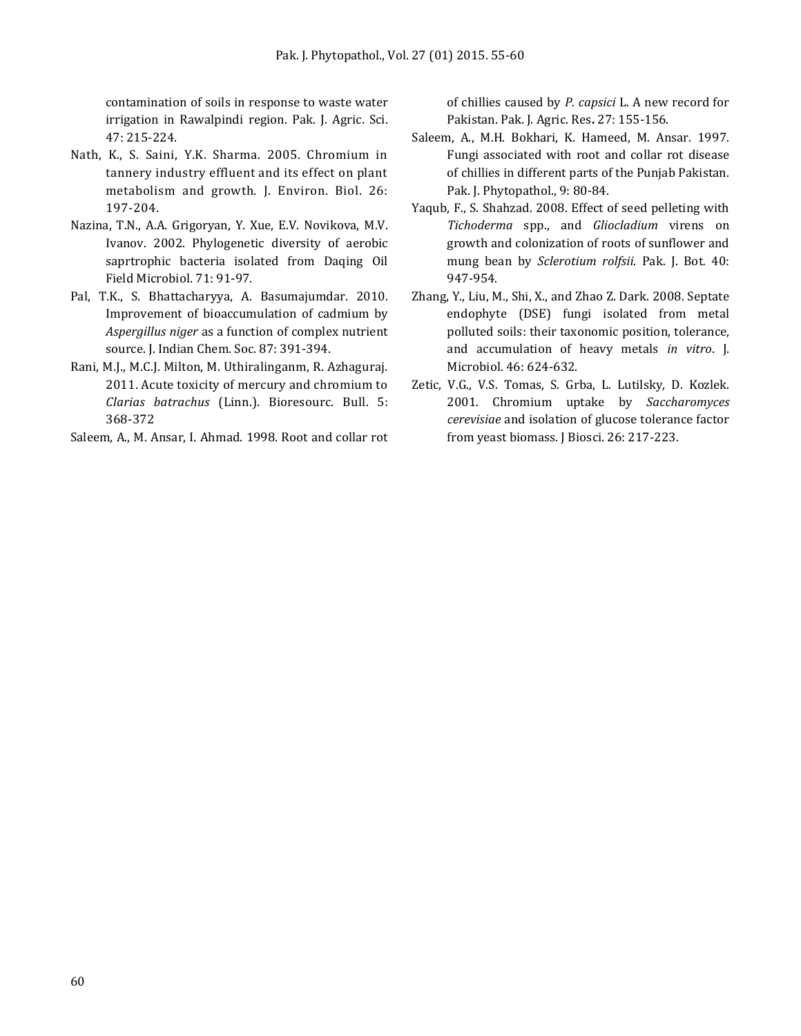contamination of soils in response to waste water irrigation in Rawalpindi region. Pak. J. Agric. Sci. 47: 215-224.

Nath, K., S. Saini, Y.K. Sharma. 2005. Chromium in tannery industry effluent and its effect on plant metabolism and growth. J. Environ. Biol. 26: 197-204.

Nazina, T.N., A.A. Grigoryan, Y. Xue, E.V. Novikova, M.V. Ivanov. 2002. Phylogenetic diversity of aerobic saprtrophic bacteria isolated from Daqing Oil Field Microbiol. 71: 91-97.

Pal, T.K., S. Bhattacharyya, A. Basumajumdar. 2010. Improvement of bioaccumulation of cadmium by *Aspergillus niger* as a function of complex nutrient source. J. Indian Chem. Soc. 87: 391-394.

Rani, M.J., M.C.J. Milton, M. Uthiralinganm, R. Azhaguraj. 2011. Acute toxicity of mercury and chromium to *Clarias batrachus* (Linn.). Bioresourc. Bull. 5: 368-372

Saleem, A., M. Ansar, I. Ahmad. 1998. Root and collar rot of chillies caused by *P. capsici* L. A new record for Pakistan. Pak. J. Agric. Res**.** 27: 155-156.

Saleem, A., M.H. Bokhari, K. Hameed, M. Ansar. 1997. Fungi associated with root and collar rot disease of chillies in different parts of the Punjab Pakistan. Pak. J. Phytopathol., 9: 80-84.

Yaqub, F., S. Shahzad. 2008. Effect of seed pelleting with *Tichoderma* spp., and *Gliocladium* virens on growth and colonization of roots of sunflower and mung bean by *Sclerotium rolfsii*. Pak. J. Bot. 40: 947-954.

Zhang, Y., Liu, M., Shi, X., and Zhao Z. Dark. 2008. Septate endophyte (DSE) fungi isolated from metal polluted soils: their taxonomic position, tolerance, and accumulation of heavy metals *in vitro*. J. Microbiol. 46: 624-632.

Zetic, V.G., V.S. Tomas, S. Grba, L. Lutilsky, D. Kozlek. 2001. Chromium uptake by *Saccharomyces cerevisiae* and isolation of glucose tolerance factor from yeast biomass. J Biosci. 26: 217-223.